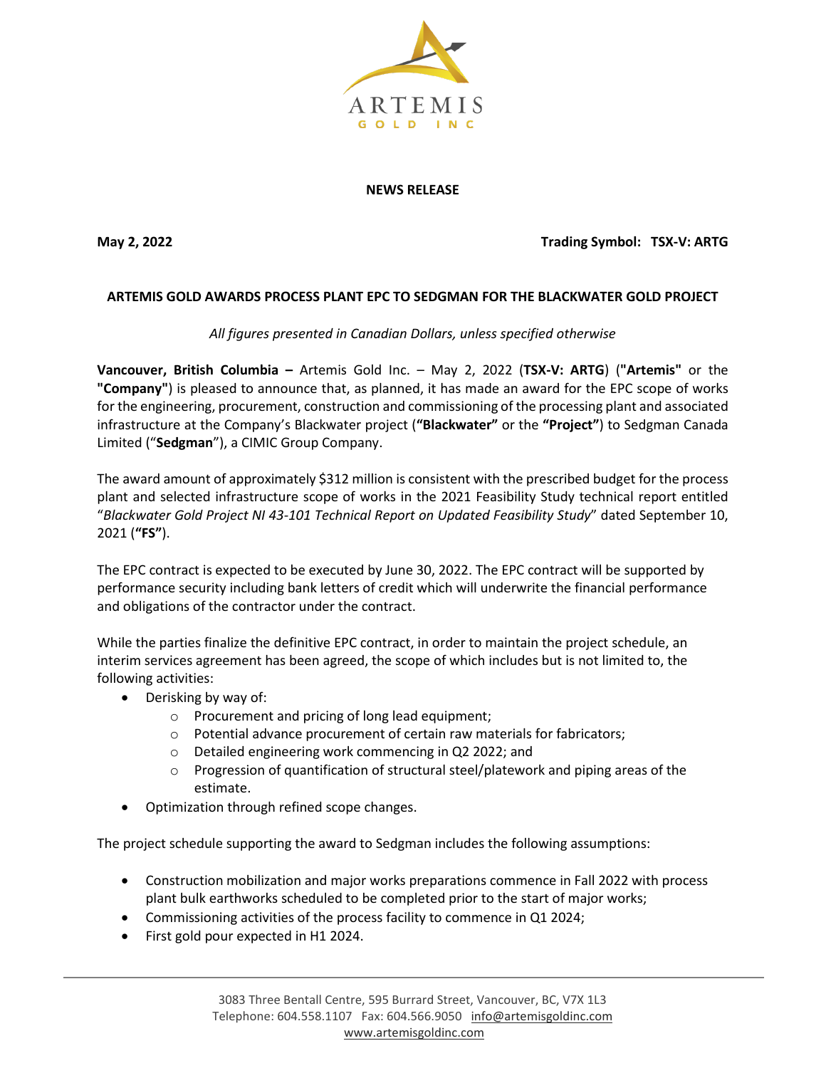ARTEMIS GOLD INC

**NEWS RELEASE**

**May 2, 2022** **Trading Symbol: TSX-V: ARTG**

# ARTEMIS GOLD AWARDS PROCESS PLANT EPC TO SEDGMAN FOR THE BLACKWATER GOLD PROJECT

*All figures presented in Canadian Dollars, unless specified otherwise*

**Vancouver, British Columbia –** Artemis Gold Inc. – May 2, 2022 (**TSX-V: ARTG**) (**"Artemis"** or the **"Company"**) is pleased to announce that, as planned, it has made an award for the EPC scope of works for the engineering, procurement, construction and commissioning of the processing plant and associated infrastructure at the Company's Blackwater project (**"Blackwater"** or the **"Project"**) to Sedgman Canada Limited ("**Sedgman**"), a CIMIC Group Company.

The award amount of approximately $312 million is consistent with the prescribed budget for the process plant and selected infrastructure scope of works in the 2021 Feasibility Study technical report entitled "*Blackwater Gold Project NI 43-101 Technical Report on Updated Feasibility Study*" dated September 10, 2021 (**"FS"**).

The EPC contract is expected to be executed by June 30, 2022. The EPC contract will be supported by performance security including bank letters of credit which will underwrite the financial performance and obligations of the contractor under the contract.

While the parties finalize the definitive EPC contract, in order to maintain the project schedule, an interim services agreement has been agreed, the scope of which includes but is not limited to, the following activities:

- Derisking by way of:
  - Procurement and pricing of long lead equipment;
  - Potential advance procurement of certain raw materials for fabricators;
  - Detailed engineering work commencing in Q2 2022; and
  - Progression of quantification of structural steel/platework and piping areas of the estimate.
- Optimization through refined scope changes.

The project schedule supporting the award to Sedgman includes the following assumptions:

- Construction mobilization and major works preparations commence in Fall 2022 with process plant bulk earthworks scheduled to be completed prior to the start of major works;
- Commissioning activities of the process facility to commence in Q1 2024;
- First gold pour expected in H1 2024.

3083 Three Bentall Centre, 595 Burrard Street, Vancouver, BC, V7X 1L3
Telephone: 604.558.1107 Fax: 604.566.9050 info@artemisgoldinc.com
www.artemisgoldinc.com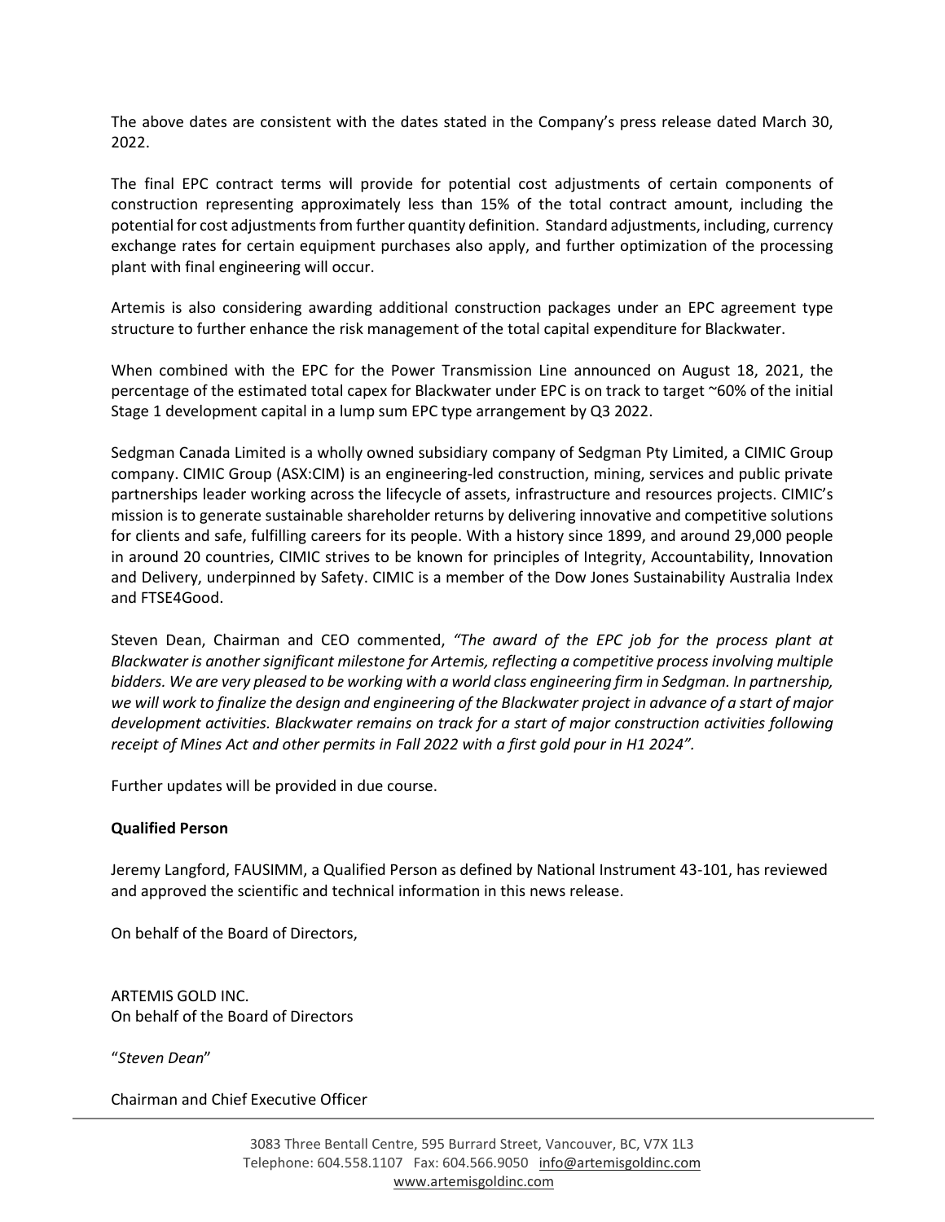The above dates are consistent with the dates stated in the Company's press release dated March 30, 2022.

The final EPC contract terms will provide for potential cost adjustments of certain components of construction representing approximately less than 15% of the total contract amount, including the potential for cost adjustments from further quantity definition. Standard adjustments, including, currency exchange rates for certain equipment purchases also apply, and further optimization of the processing plant with final engineering will occur.

Artemis is also considering awarding additional construction packages under an EPC agreement type structure to further enhance the risk management of the total capital expenditure for Blackwater.

When combined with the EPC for the Power Transmission Line announced on August 18, 2021, the percentage of the estimated total capex for Blackwater under EPC is on track to target ~60% of the initial Stage 1 development capital in a lump sum EPC type arrangement by Q3 2022.

Sedgman Canada Limited is a wholly owned subsidiary company of Sedgman Pty Limited, a CIMIC Group company. CIMIC Group (ASX:CIM) is an engineering-led construction, mining, services and public private partnerships leader working across the lifecycle of assets, infrastructure and resources projects. CIMIC's mission is to generate sustainable shareholder returns by delivering innovative and competitive solutions for clients and safe, fulfilling careers for its people. With a history since 1899, and around 29,000 people in around 20 countries, CIMIC strives to be known for principles of Integrity, Accountability, Innovation and Delivery, underpinned by Safety. CIMIC is a member of the Dow Jones Sustainability Australia Index and FTSE4Good.

Steven Dean, Chairman and CEO commented, *"The award of the EPC job for the process plant at Blackwater is another significant milestone for Artemis, reflecting a competitive process involving multiple bidders. We are very pleased to be working with a world class engineering firm in Sedgman. In partnership, we will work to finalize the design and engineering of the Blackwater project in advance of a start of major development activities. Blackwater remains on track for a start of major construction activities following receipt of Mines Act and other permits in Fall 2022 with a first gold pour in H1 2024".*

Further updates will be provided in due course.

**Qualified Person**

Jeremy Langford, FAUSIMM, a Qualified Person as defined by National Instrument 43-101, has reviewed and approved the scientific and technical information in this news release.

On behalf of the Board of Directors,

ARTEMIS GOLD INC.
On behalf of the Board of Directors

"*Steven Dean*"

Chairman and Chief Executive Officer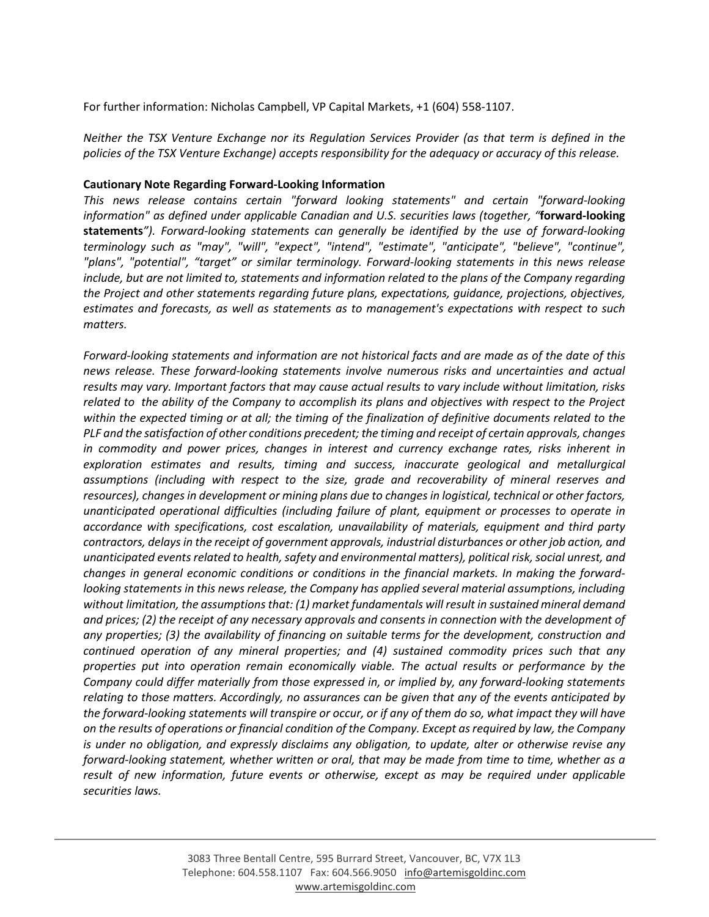For further information: Nicholas Campbell, VP Capital Markets, +1 (604) 558-1107.

*Neither the TSX Venture Exchange nor its Regulation Services Provider (as that term is defined in the policies of the TSX Venture Exchange) accepts responsibility for the adequacy or accuracy of this release.*

**Cautionary Note Regarding Forward-Looking Information**

*This news release contains certain "forward looking statements" and certain "forward-looking information" as defined under applicable Canadian and U.S. securities laws (together, "***forward-looking statements***"). Forward-looking statements can generally be identified by the use of forward-looking terminology such as "may", "will", "expect", "intend", "estimate", "anticipate", "believe", "continue", "plans", "potential", "target" or similar terminology. Forward-looking statements in this news release include, but are not limited to, statements and information related to the plans of the Company regarding the Project and other statements regarding future plans, expectations, guidance, projections, objectives, estimates and forecasts, as well as statements as to management's expectations with respect to such matters.*

*Forward-looking statements and information are not historical facts and are made as of the date of this news release. These forward-looking statements involve numerous risks and uncertainties and actual results may vary. Important factors that may cause actual results to vary include without limitation, risks related to the ability of the Company to accomplish its plans and objectives with respect to the Project within the expected timing or at all; the timing of the finalization of definitive documents related to the PLF and the satisfaction of other conditions precedent; the timing and receipt of certain approvals, changes in commodity and power prices, changes in interest and currency exchange rates, risks inherent in exploration estimates and results, timing and success, inaccurate geological and metallurgical assumptions (including with respect to the size, grade and recoverability of mineral reserves and resources), changes in development or mining plans due to changes in logistical, technical or other factors, unanticipated operational difficulties (including failure of plant, equipment or processes to operate in accordance with specifications, cost escalation, unavailability of materials, equipment and third party contractors, delays in the receipt of government approvals, industrial disturbances or other job action, and unanticipated events related to health, safety and environmental matters), political risk, social unrest, and changes in general economic conditions or conditions in the financial markets. In making the forward-looking statements in this news release, the Company has applied several material assumptions, including without limitation, the assumptions that: (1) market fundamentals will result in sustained mineral demand and prices; (2) the receipt of any necessary approvals and consents in connection with the development of any properties; (3) the availability of financing on suitable terms for the development, construction and continued operation of any mineral properties; and (4) sustained commodity prices such that any properties put into operation remain economically viable. The actual results or performance by the Company could differ materially from those expressed in, or implied by, any forward-looking statements relating to those matters. Accordingly, no assurances can be given that any of the events anticipated by the forward-looking statements will transpire or occur, or if any of them do so, what impact they will have on the results of operations or financial condition of the Company. Except as required by law, the Company is under no obligation, and expressly disclaims any obligation, to update, alter or otherwise revise any forward-looking statement, whether written or oral, that may be made from time to time, whether as a result of new information, future events or otherwise, except as may be required under applicable securities laws.*